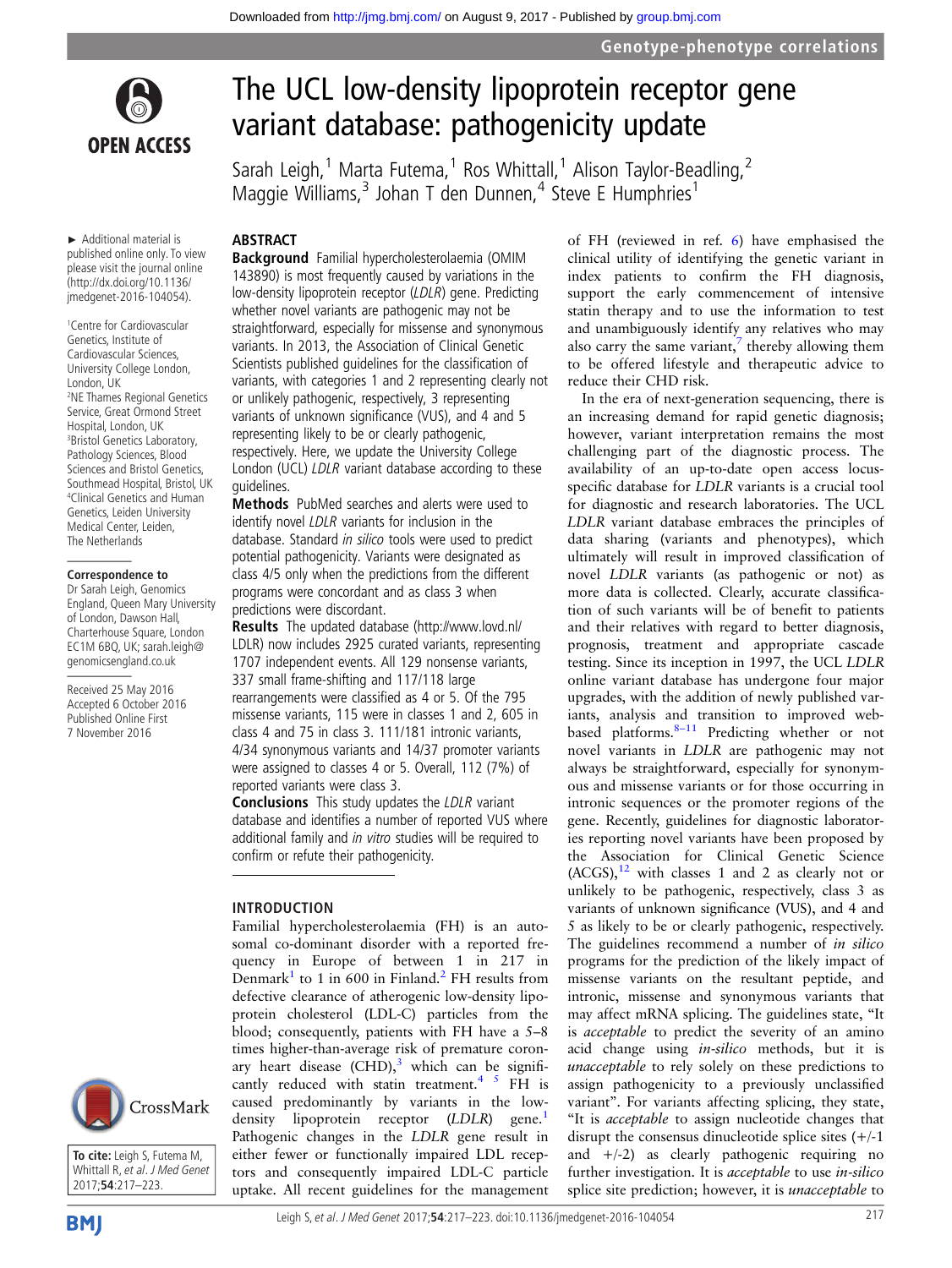# The UCL low-density lipoprotein receptor gene variant database: pathogenicity update

Sarah Leigh,[1] Marta Futema,[1] Ros Whittall,[1] Alison Taylor-Beadling,[2] Maggie Williams,[3] Johan T den Dunnen,[4] Steve E Humphries[1]

► Additional material is published online only. To view please visit the journal online (http://dx.doi.org/10.1136/jmedgenet-2016-104054).

[1]Centre for Cardiovascular Genetics, Institute of Cardiovascular Sciences, University College London, London, UK
[2]NE Thames Regional Genetics Service, Great Ormond Street Hospital, London, UK
[3]Bristol Genetics Laboratory, Pathology Sciences, Blood Sciences and Bristol Genetics, Southmead Hospital, Bristol, UK
[4]Clinical Genetics and Human Genetics, Leiden University Medical Center, Leiden, The Netherlands

**Correspondence to**
Dr Sarah Leigh, Genomics England, Queen Mary University of London, Dawson Hall, Charterhouse Square, London EC1M 6BQ, UK; sarah.leigh@genomicsengland.co.uk

Received 25 May 2016
Accepted 6 October 2016
Published Online First 7 November 2016

**To cite:** Leigh S, Futema M, Whittall R, *et al. J Med Genet* 2017;**54**:217–223.

## ABSTRACT

**Background** Familial hypercholesterolaemia (OMIM 143890) is most frequently caused by variations in the low-density lipoprotein receptor (*LDLR*) gene. Predicting whether novel variants are pathogenic may not be straightforward, especially for missense and synonymous variants. In 2013, the Association of Clinical Genetic Scientists published guidelines for the classification of variants, with categories 1 and 2 representing clearly not or unlikely pathogenic, respectively, 3 representing variants of unknown significance (VUS), and 4 and 5 representing likely to be or clearly pathogenic, respectively. Here, we update the University College London (UCL) *LDLR* variant database according to these guidelines.

**Methods** PubMed searches and alerts were used to identify novel *LDLR* variants for inclusion in the database. Standard *in silico* tools were used to predict potential pathogenicity. Variants were designated as class 4/5 only when the predictions from the different programs were concordant and as class 3 when predictions were discordant.

**Results** The updated database (http://www.lovd.nl/LDLR) now includes 2925 curated variants, representing 1707 independent events. All 129 nonsense variants, 337 small frame-shifting and 117/118 large rearrangements were classified as 4 or 5. Of the 795 missense variants, 115 were in classes 1 and 2, 605 in class 4 and 75 in class 3. 111/181 intronic variants, 4/34 synonymous variants and 14/37 promoter variants were assigned to classes 4 or 5. Overall, 112 (7%) of reported variants were class 3.

**Conclusions** This study updates the *LDLR* variant database and identifies a number of reported VUS where additional family and *in vitro* studies will be required to confirm or refute their pathogenicity.

## INTRODUCTION

Familial hypercholesterolaemia (FH) is an autosomal co-dominant disorder with a reported frequency in Europe of between 1 in 217 in Denmark[1] to 1 in 600 in Finland.[2] FH results from defective clearance of atherogenic low-density lipoprotein cholesterol (LDL-C) particles from the blood; consequently, patients with FH have a 5–8 times higher-than-average risk of premature coronary heart disease (CHD),[3] which can be significantly reduced with statin treatment.[4 5] FH is caused predominantly by variants in the low-density lipoprotein receptor (*LDLR*) gene.[1] Pathogenic changes in the *LDLR* gene result in either fewer or functionally impaired LDL receptors and consequently impaired LDL-C particle uptake. All recent guidelines for the management of FH (reviewed in ref. 6) have emphasised the clinical utility of identifying the genetic variant in index patients to confirm the FH diagnosis, support the early commencement of intensive statin therapy and to use the information to test and unambiguously identify any relatives who may also carry the same variant,[7] thereby allowing them to be offered lifestyle and therapeutic advice to reduce their CHD risk.

In the era of next-generation sequencing, there is an increasing demand for rapid genetic diagnosis; however, variant interpretation remains the most challenging part of the diagnostic process. The availability of an up-to-date open access locus-specific database for *LDLR* variants is a crucial tool for diagnostic and research laboratories. The UCL *LDLR* variant database embraces the principles of data sharing (variants and phenotypes), which ultimately will result in improved classification of novel *LDLR* variants (as pathogenic or not) as more data is collected. Clearly, accurate classification of such variants will be of benefit to patients and their relatives with regard to better diagnosis, prognosis, treatment and appropriate cascade testing. Since its inception in 1997, the UCL *LDLR* online variant database has undergone four major upgrades, with the addition of newly published variants, analysis and transition to improved web-based platforms.[8–11] Predicting whether or not novel variants in *LDLR* are pathogenic may not always be straightforward, especially for synonymous and missense variants or for those occurring in intronic sequences or the promoter regions of the gene. Recently, guidelines for diagnostic laboratories reporting novel variants have been proposed by the Association for Clinical Genetic Science (ACGS),[12] with classes 1 and 2 as clearly not or unlikely to be pathogenic, respectively, class 3 as variants of unknown significance (VUS), and 4 and 5 as likely to be or clearly pathogenic, respectively. The guidelines recommend a number of *in silico* programs for the prediction of the likely impact of missense variants on the resultant peptide, and intronic, missense and synonymous variants that may affect mRNA splicing. The guidelines state, "It is *acceptable* to predict the severity of an amino acid change using *in-silico* methods, but it is *unacceptable* to rely solely on these predictions to assign pathogenicity to a previously unclassified variant". For variants affecting splicing, they state, "It is *acceptable* to assign nucleotide changes that disrupt the consensus dinucleotide splice sites (+/-1 and +/-2) as clearly pathogenic requiring no further investigation. It is *acceptable* to use *in-silico* splice site prediction; however, it is *unacceptable* to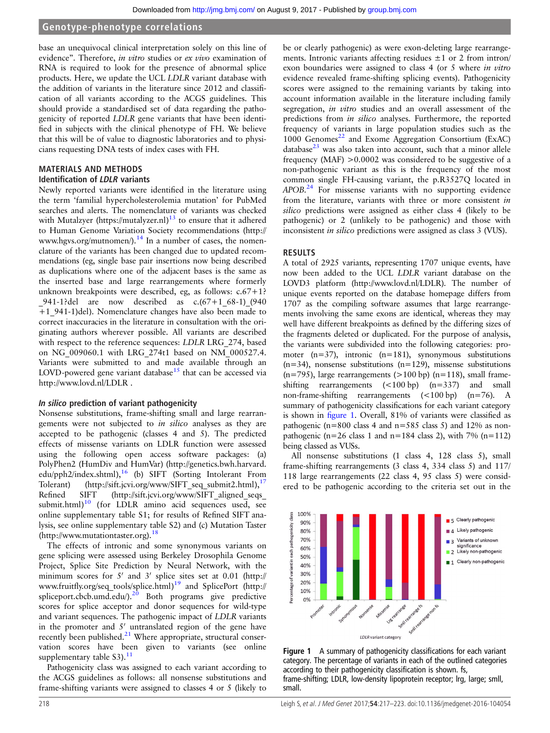base an unequivocal clinical interpretation solely on this line of evidence". Therefore, *in vitro* studies or *ex vivo* examination of RNA is required to look for the presence of abnormal splice products. Here, we update the UCL *LDLR* variant database with the addition of variants in the literature since 2012 and classification of all variants according to the ACGS guidelines. This should provide a standardised set of data regarding the pathogenicity of reported *LDLR* gene variants that have been identified in subjects with the clinical phenotype of FH. We believe that this will be of value to diagnostic laboratories and to physicians requesting DNA tests of index cases with FH.

## MATERIALS AND METHODS

### Identification of *LDLR* variants

Newly reported variants were identified in the literature using the term 'familial hypercholesterolemia mutation' for PubMed searches and alerts. The nomenclature of variants was checked with Mutalyzer (https://mutalyzer.nl)[13] to ensure that it adhered to Human Genome Variation Society recommendations (http://www.hgvs.org/mutnomen/).[14] In a number of cases, the nomenclature of the variants has been changed due to updated recommendations (eg, single base pair insertions now being described as duplications where one of the adjacent bases is the same as the inserted base and large rearrangements where formerly unknown breakpoints were described, eg, as follows: c.67+1?_941-1?del are now described as c.(67+1_68-1)_(940+1_941-1)del). Nomenclature changes have also been made to correct inaccuracies in the literature in consultation with the originating authors wherever possible. All variants are described with respect to the reference sequences: *LDLR* LRG_274, based on NG_009060.1 with LRG_274t1 based on NM_000527.4. Variants were submitted to and made available through an LOVD-powered gene variant database[15] that can be accessed via http://www.lovd.nl/LDLR .

### *In silico* prediction of variant pathogenicity

Nonsense substitutions, frame-shifting small and large rearrangements were not subjected to *in silico* analyses as they are accepted to be pathogenic (classes 4 and 5). The predicted effects of missense variants on LDLR function were assessed using the following open access software packages: (a) PolyPhen2 (HumDiv and HumVar) (http://genetics.bwh.harvard.edu/pph2/index.shtml),[16] (b) SIFT (Sorting Intolerant From Tolerant) (http://sift.jcvi.org/www/SIFT_seq_submit2.html),[17] Refined SIFT (http://sift.jcvi.org/www/SIFT_aligned_seqs_submit.html)[10] (for LDLR amino acid sequences used, see online supplementary table S1; for results of Refined SIFT analysis, see online supplementary table S2) and (c) Mutation Taster (http://www.mutationtaster.org).[18]

The effects of intronic and some synonymous variants on gene splicing were assessed using Berkeley Drosophila Genome Project, Splice Site Prediction by Neural Network, with the minimum scores for 5′ and 3′ splice sites set at 0.01 (http://www.fruitfly.org/seq_tools/splice.html)[19] and SplicePort (http://spliceport.cbcb.umd.edu/).[20] Both programs give predictive scores for splice acceptor and donor sequences for wild-type and variant sequences. The pathogenic impact of *LDLR* variants in the promoter and 5′ untranslated region of the gene have recently been published.[21] Where appropriate, structural conservation scores have been given to variants (see online supplementary table S3).[11]

Pathogenicity class was assigned to each variant according to the ACGS guidelines as follows: all nonsense substitutions and frame-shifting variants were assigned to classes 4 or 5 (likely to be or clearly pathogenic) as were exon-deleting large rearrangements. Intronic variants affecting residues ±1 or 2 from intron/exon boundaries were assigned to class 4 (or 5 where *in vitro* evidence revealed frame-shifting splicing events). Pathogenicity scores were assigned to the remaining variants by taking into account information available in the literature including family segregation, *in vitro* studies and an overall assessment of the predictions from *in silico* analyses. Furthermore, the reported frequency of variants in large population studies such as the 1000 Genomes[22] and Exome Aggregation Consortium (ExAC) database[23] was also taken into account, such that a minor allele frequency (MAF) >0.0002 was considered to be suggestive of a non-pathogenic variant as this is the frequency of the most common single FH-causing variant, the p.R3527Q located in *APOB*.[24] For missense variants with no supporting evidence from the literature, variants with three or more consistent *in silico* predictions were assigned as either class 4 (likely to be pathogenic) or 2 (unlikely to be pathogenic) and those with inconsistent *in silico* predictions were assigned as class 3 (VUS).

## RESULTS

A total of 2925 variants, representing 1707 unique events, have now been added to the UCL *LDLR* variant database on the LOVD3 platform (http://www.lovd.nl/LDLR). The number of unique events reported on the database homepage differs from 1707 as the compiling software assumes that large rearrangements involving the same exons are identical, whereas they may well have different breakpoints as defined by the differing sizes of the fragments deleted or duplicated. For the purpose of analysis, the variants were subdivided into the following categories: promoter (n=37), intronic (n=181), synonymous substitutions (n=34), nonsense substitutions (n=129), missense substitutions (n=795), large rearrangements (>100 bp) (n=118), small frame-shifting rearrangements (<100 bp) (n=337) and small non-frame-shifting rearrangements (<100 bp) (n=76). A summary of pathogenicity classifications for each variant category is shown in figure 1. Overall, 81% of variants were classified as pathogenic (n=800 class 4 and n=585 class 5) and 12% as non-pathogenic (n=26 class 1 and n=184 class 2), with 7% (n=112) being classed as VUSs.

All nonsense substitutions (1 class 4, 128 class 5), small frame-shifting rearrangements (3 class 4, 334 class 5) and 117/118 large rearrangements (22 class 4, 95 class 5) were considered to be pathogenic according to the criteria set out in the

**Figure 1** A summary of pathogenicity classifications for each variant category. The percentage of variants in each of the outlined categories according to their pathogenicity classification is shown. fs, frame-shifting; LDLR, low-density lipoprotein receptor; lrg, large; smll, small.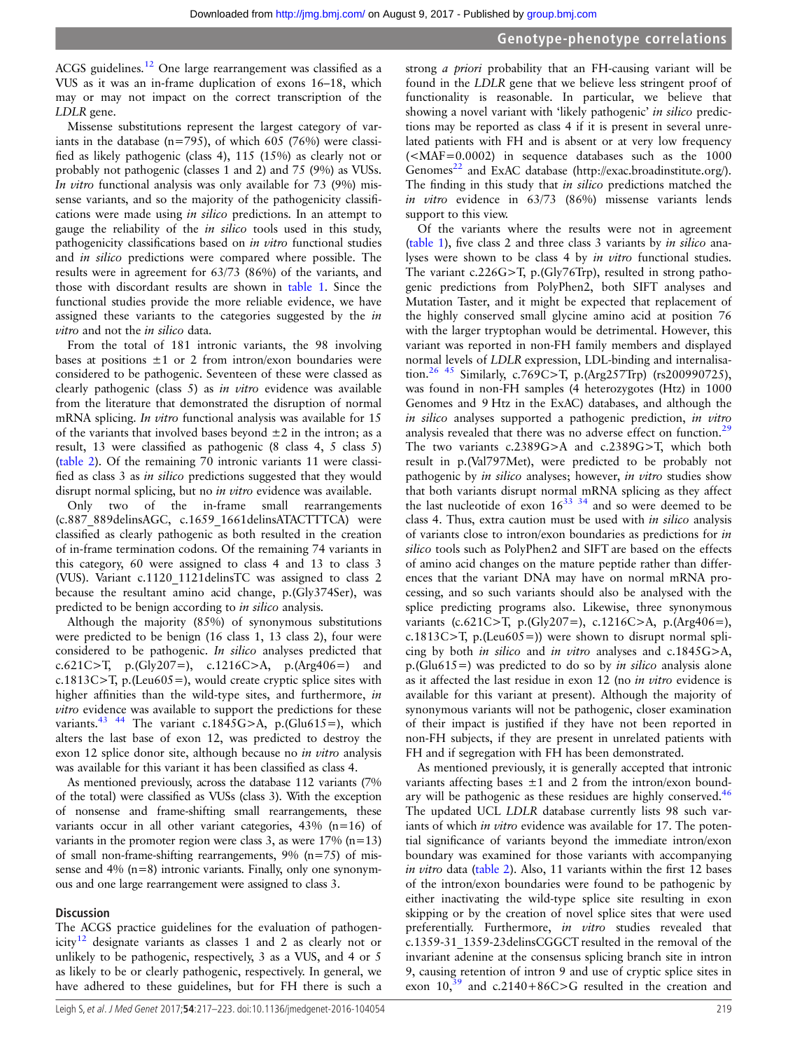ACGS guidelines.[12] One large rearrangement was classified as a VUS as it was an in-frame duplication of exons 16–18, which may or may not impact on the correct transcription of the *LDLR* gene.

Missense substitutions represent the largest category of variants in the database (n=795), of which 605 (76%) were classified as likely pathogenic (class 4), 115 (15%) as clearly not or probably not pathogenic (classes 1 and 2) and 75 (9%) as VUSs. *In vitro* functional analysis was only available for 73 (9%) missense variants, and so the majority of the pathogenicity classifications were made using *in silico* predictions. In an attempt to gauge the reliability of the *in silico* tools used in this study, pathogenicity classifications based on *in vitro* functional studies and *in silico* predictions were compared where possible. The results were in agreement for 63/73 (86%) of the variants, and those with discordant results are shown in table 1. Since the functional studies provide the more reliable evidence, we have assigned these variants to the categories suggested by the *in vitro* and not the *in silico* data.

From the total of 181 intronic variants, the 98 involving bases at positions ±1 or 2 from intron/exon boundaries were considered to be pathogenic. Seventeen of these were classed as clearly pathogenic (class 5) as *in vitro* evidence was available from the literature that demonstrated the disruption of normal mRNA splicing. *In vitro* functional analysis was available for 15 of the variants that involved bases beyond ±2 in the intron; as a result, 13 were classified as pathogenic (8 class 4, 5 class 5) (table 2). Of the remaining 70 intronic variants 11 were classified as class 3 as *in silico* predictions suggested that they would disrupt normal splicing, but no *in vitro* evidence was available.

Only two of the in-frame small rearrangements (c.887_889delinsAGC, c.1659_1661delinsATACTTTCA) were classified as clearly pathogenic as both resulted in the creation of in-frame termination codons. Of the remaining 74 variants in this category, 60 were assigned to class 4 and 13 to class 3 (VUS). Variant c.1120_1121delinsTC was assigned to class 2 because the resultant amino acid change, p.(Gly374Ser), was predicted to be benign according to *in silico* analysis.

Although the majority (85%) of synonymous substitutions were predicted to be benign (16 class 1, 13 class 2), four were considered to be pathogenic. *In silico* analyses predicted that c.621C>T, p.(Gly207=), c.1216C>A, p.(Arg406=) and c.1813C>T, p.(Leu605=), would create cryptic splice sites with higher affinities than the wild-type sites, and furthermore, *in vitro* evidence was available to support the predictions for these variants.[43 44] The variant c.1845G>A, p.(Glu615=), which alters the last base of exon 12, was predicted to destroy the exon 12 splice donor site, although because no *in vitro* analysis was available for this variant it has been classified as class 4.

As mentioned previously, across the database 112 variants (7% of the total) were classified as VUSs (class 3). With the exception of nonsense and frame-shifting small rearrangements, these variants occur in all other variant categories, 43% (n=16) of variants in the promoter region were class 3, as were 17% (n=13) of small non-frame-shifting rearrangements, 9% (n=75) of missense and 4% (n=8) intronic variants. Finally, only one synonymous and one large rearrangement were assigned to class 3.

## Discussion

The ACGS practice guidelines for the evaluation of pathogenicity[12] designate variants as classes 1 and 2 as clearly not or unlikely to be pathogenic, respectively, 3 as a VUS, and 4 or 5 as likely to be or clearly pathogenic, respectively. In general, we have adhered to these guidelines, but for FH there is such a strong *a priori* probability that an FH-causing variant will be found in the *LDLR* gene that we believe less stringent proof of functionality is reasonable. In particular, we believe that showing a novel variant with 'likely pathogenic' *in silico* predictions may be reported as class 4 if it is present in several unrelated patients with FH and is absent or at very low frequency (<MAF=0.0002) in sequence databases such as the 1000 Genomes[22] and ExAC database (http://exac.broadinstitute.org/). The finding in this study that *in silico* predictions matched the *in vitro* evidence in 63/73 (86%) missense variants lends support to this view.

Of the variants where the results were not in agreement (table 1), five class 2 and three class 3 variants by *in silico* analyses were shown to be class 4 by *in vitro* functional studies. The variant c.226G>T, p.(Gly76Trp), resulted in strong pathogenic predictions from PolyPhen2, both SIFT analyses and Mutation Taster, and it might be expected that replacement of the highly conserved small glycine amino acid at position 76 with the larger tryptophan would be detrimental. However, this variant was reported in non-FH family members and displayed normal levels of *LDLR* expression, LDL-binding and internalisation.[26 45] Similarly, c.769C>T, p.(Arg257Trp) (rs200990725), was found in non-FH samples (4 heterozygotes (Htz) in 1000 Genomes and 9 Htz in the ExAC) databases, and although the *in silico* analyses supported a pathogenic prediction, *in vitro* analysis revealed that there was no adverse effect on function.[29] The two variants c.2389G>A and c.2389G>T, which both result in p.(Val797Met), were predicted to be probably not pathogenic by *in silico* analyses; however, *in vitro* studies show that both variants disrupt normal mRNA splicing as they affect the last nucleotide of exon 16[33 34] and so were deemed to be class 4. Thus, extra caution must be used with *in silico* analysis of variants close to intron/exon boundaries as predictions for *in silico* tools such as PolyPhen2 and SIFT are based on the effects of amino acid changes on the mature peptide rather than differences that the variant DNA may have on normal mRNA processing, and so such variants should also be analysed with the splice predicting programs also. Likewise, three synonymous variants (c.621C>T, p.(Gly207=), c.1216C>A, p.(Arg406=), c.1813C>T, p.(Leu605=)) were shown to disrupt normal splicing by both *in silico* and *in vitro* analyses and c.1845G>A, p.(Glu615=) was predicted to do so by *in silico* analysis alone as it affected the last residue in exon 12 (no *in vitro* evidence is available for this variant at present). Although the majority of synonymous variants will not be pathogenic, closer examination of their impact is justified if they have not been reported in non-FH subjects, if they are present in unrelated patients with FH and if segregation with FH has been demonstrated.

As mentioned previously, it is generally accepted that intronic variants affecting bases ±1 and 2 from the intron/exon boundary will be pathogenic as these residues are highly conserved.[46] The updated UCL *LDLR* database currently lists 98 such variants of which *in vitro* evidence was available for 17. The potential significance of variants beyond the immediate intron/exon boundary was examined for those variants with accompanying *in vitro* data (table 2). Also, 11 variants within the first 12 bases of the intron/exon boundaries were found to be pathogenic by either inactivating the wild-type splice site resulting in exon skipping or by the creation of novel splice sites that were used preferentially. Furthermore, *in vitro* studies revealed that c.1359-31_1359-23delinsCGGCT resulted in the removal of the invariant adenine at the consensus splicing branch site in intron 9, causing retention of intron 9 and use of cryptic splice sites in exon 10,[39] and c.2140+86C>G resulted in the creation and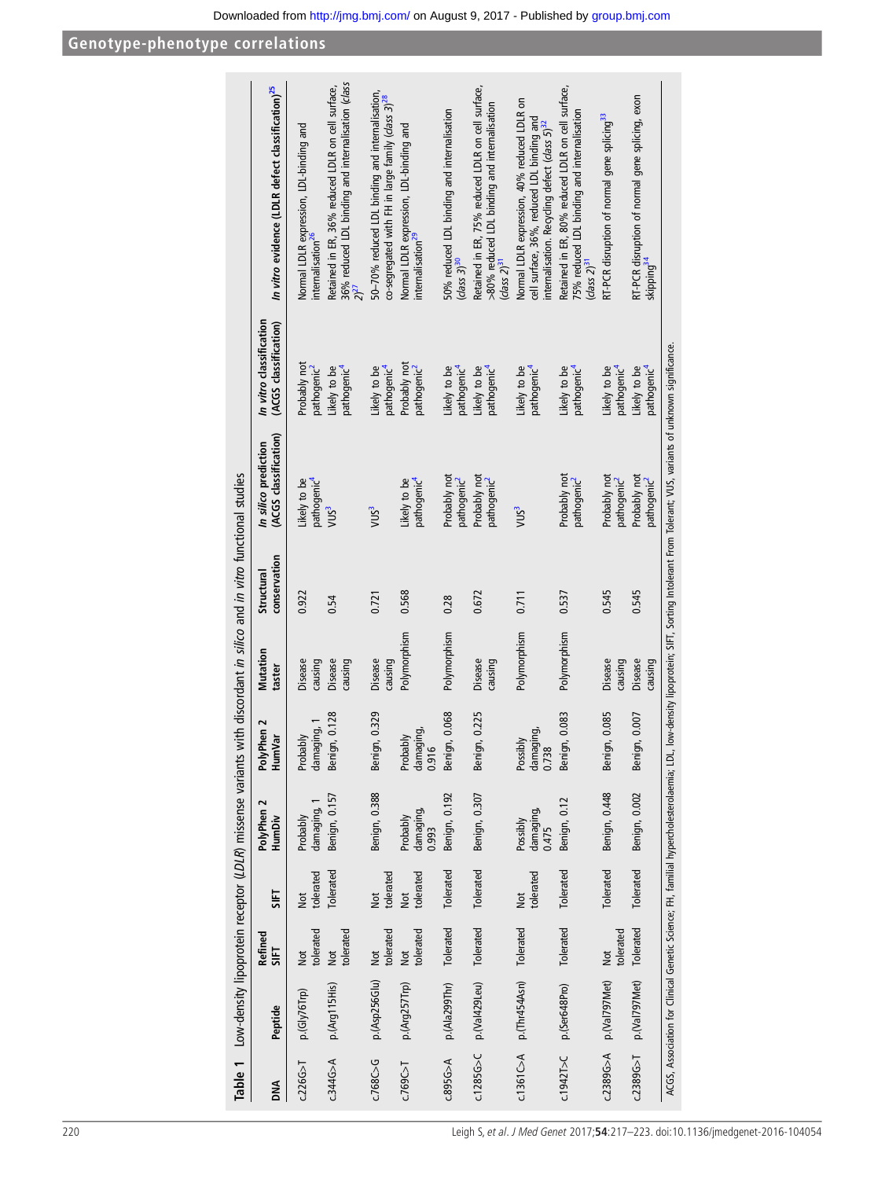**Table 1** Low-density lipoprotein receptor (*LDLR*) missense variants with discordant *in silico* and *in vitro* functional studies

| DNA | Peptide | Refined SIFT | SIFT | PolyPhen 2 HumDiv | PolyPhen 2 HumVar | Mutation taster | Structural conservation | *In silico* prediction (ACGS classification) | *In vitro* classification (ACGS classification) | *In vitro* evidence (LDLR defect classification)[25] |
|---|---|---|---|---|---|---|---|---|---|---|
| c.226G>T | p.(Gly76Trp) | Not tolerated | Not tolerated | Probably damaging, 1 | Probably damaging, 1 | Disease causing | 0.922 | Likely to be pathogenic[4] | Probably not pathogenic[2] | Normal LDLR expression, LDL-binding and internalisation[26] |
| c.344G>A | p.(Arg115His) | Not tolerated | Tolerated | Benign, 0.157 | Benign, 0.128 | Disease causing | 0.54 | VUS[3] | Likely to be pathogenic[4] | Retained in ER, 36% reduced LDLR on cell surface, 36% reduced LDL binding and internalisation (class 2)[27] |
| c.768C>G | p.(Asp256Glu) | Not tolerated | Not tolerated | Benign, 0.388 | Benign, 0.329 | Disease causing | 0.721 | VUS[3] | Likely to be pathogenic[4] | 50–70% reduced LDL binding and internalisation, co-segregated with FH in large family (class 3)[28] |
| c.769C>T | p.(Arg257Trp) | Not tolerated | Not tolerated | Probably damaging, 0.993 | Probably damaging, 0.916 | Polymorphism | 0.568 | Likely to be pathogenic[4] | Probably not pathogenic[2] | Normal LDLR expression, LDL-binding and internalisation[29] |
| c.895G>A | p.(Ala299Thr) | Tolerated | Tolerated | Benign, 0.192 | Benign, 0.068 | Polymorphism | 0.28 | Probably not pathogenic[2] | Likely to be pathogenic[4] | 50% reduced LDL binding and internalisation (class 3)[30] |
| c.1285G>C | p.(Val429Leu) | Tolerated | Tolerated | Benign, 0.307 | Benign, 0.225 | Disease causing | 0.672 | Probably not pathogenic[2] | Likely to be pathogenic[4] | Retained in ER, 75% reduced LDLR on cell surface, >80% reduced LDL binding and internalisation (class 2)[31] |
| c.1361C>A | p.(Thr454Asn) | Tolerated | Not tolerated | Possibly damaging, 0.475 | Possibly damaging, 0.738 | Polymorphism | 0.711 | VUS[3] | Likely to be pathogenic[4] | Normal LDLR expression, 40% reduced LDLR on cell surface, 36%, reduced LDL binding and internalisation. Recycling defect (class 5)[32] |
| c.1942T>C | p.(Ser648Pro) | Tolerated | Tolerated | Benign, 0.12 | Benign, 0.083 | Polymorphism | 0.537 | Probably not pathogenic[2] | Likely to be pathogenic[4] | Retained in ER, 80% reduced LDLR on cell surface, 75% reduced LDL binding and internalisation (class 2)[31] |
| c.2389G>A | p.(Val797Met) | Not tolerated | Tolerated | Benign, 0.448 | Benign, 0.085 | Disease causing | 0.545 | Probably not pathogenic[2] | Likely to be pathogenic[4] | RT-PCR disruption of normal gene splicing[33] |
| c.2389G>T | p.(Val797Met) | Tolerated | Tolerated | Benign, 0.002 | Benign, 0.007 | Disease causing | 0.545 | Probably not pathogenic[2] | Likely to be pathogenic[4] | RT-PCR disruption of normal gene splicing, exon skipping[34] |

ACGS, Association for Clinical Genetic Science; FH, familial hypercholesterolaemia; LDL, low-density lipoprotein; SIFT, Sorting Intolerant From Tolerant; VUS, variants of unknown significance.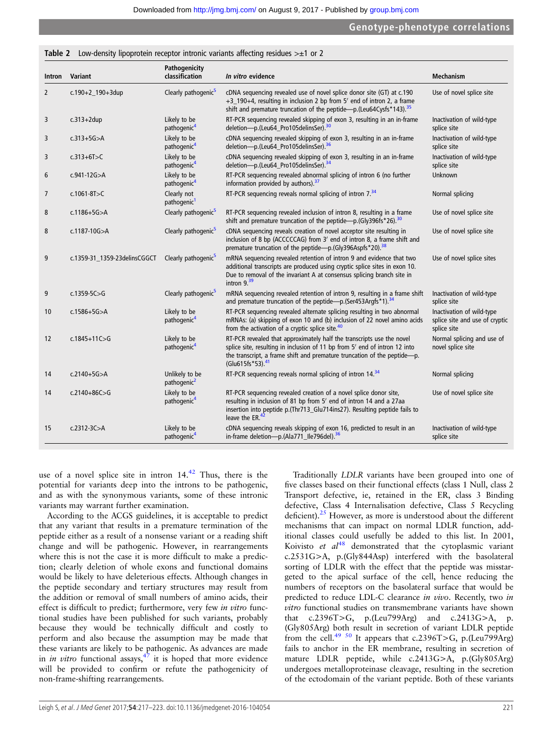Table 2 Low-density lipoprotein receptor intronic variants affecting residues >±1 or 2

| Intron | Variant | Pathogenicity classification | *In vitro* evidence | Mechanism |
|---|---|---|---|---|
| 2 | c.190+2_190+3dup | Clearly pathogenic[5] | cDNA sequencing revealed use of novel splice donor site (GT) at c.190+3_190+4, resulting in inclusion 2 bp from 5′ end of intron 2, a frame shift and premature truncation of the peptide—p.(Leu64Cysfs*143).[35] | Use of novel splice site |
| 3 | c.313+2dup | Likely to be pathogenic[4] | RT-PCR sequencing revealed skipping of exon 3, resulting in an in-frame deletion—p.(Leu64_Pro105delinsSer).[30] | Inactivation of wild-type splice site |
| 3 | c.313+5G>A | Likely to be pathogenic[4] | cDNA sequencing revealed skipping of exon 3, resulting in an in-frame deletion—p.(Leu64_Pro105delinsSer).[36] | Inactivation of wild-type splice site |
| 3 | c.313+6T>C | Likely to be pathogenic[4] | cDNA sequencing revealed skipping of exon 3, resulting in an in-frame deletion—p.(Leu64_Pro105delinsSer).[34] | Inactivation of wild-type splice site |
| 6 | c.941-12G>A | Likely to be pathogenic[4] | RT-PCR sequencing revealed abnormal splicing of intron 6 (no further information provided by authors).[37] | Unknown |
| 7 | c.1061-8T>C | Clearly not pathogenic[1] | RT-PCR sequencing reveals normal splicing of intron 7.[34] | Normal splicing |
| 8 | c.1186+5G>A | Clearly pathogenic[5] | RT-PCR sequencing revealed inclusion of intron 8, resulting in a frame shift and premature truncation of the peptide—p.(Gly396fs*26).[30] | Use of novel splice site |
| 8 | c.1187-10G>A | Clearly pathogenic[5] | cDNA sequencing reveals creation of novel acceptor site resulting in inclusion of 8 bp (ACCCCCAG) from 3′ end of intron 8, a frame shift and premature truncation of the peptide—p.(Gly396Aspfs*20).[38] | Use of novel splice site |
| 9 | c.1359-31_1359-23delinsCGGCT | Clearly pathogenic[5] | mRNA sequencing revealed retention of intron 9 and evidence that two additional transcripts are produced using cryptic splice sites in exon 10. Due to removal of the invariant A at consensus splicing branch site in intron 9.[39] | Use of novel splice sites |
| 9 | c.1359-5C>G | Clearly pathogenic[5] | mRNA sequencing revealed retention of intron 9, resulting in a frame shift and premature truncation of the peptide—p.(Ser453Argfs*1).[34] | Inactivation of wild-type splice site |
| 10 | c.1586+5G>A | Likely to be pathogenic[4] | RT-PCR sequencing revealed alternate splicing resulting in two abnormal mRNAs: (a) skipping of exon 10 and (b) inclusion of 22 novel amino acids from the activation of a cryptic splice site.[40] | Inactivation of wild-type splice site and use of cryptic splice site |
| 12 | c.1845+11C>G | Likely to be pathogenic[4] | RT-PCR revealed that approximately half the transcripts use the novel splice site, resulting in inclusion of 11 bp from 5′ end of intron 12 into the transcript, a frame shift and premature truncation of the peptide—p.(Glu615fs*53).[41] | Normal splicing and use of novel splice site |
| 14 | c.2140+5G>A | Unlikely to be pathogenic[2] | RT-PCR sequencing reveals normal splicing of intron 14.[34] | Normal splicing |
| 14 | c.2140+86C>G | Likely to be pathogenic[4] | RT-PCR sequencing revealed creation of a novel splice donor site, resulting in inclusion of 81 bp from 5′ end of intron 14 and a 27aa insertion into peptide p.(Thr713_Glu714ins27). Resulting peptide fails to leave the ER.[42] | Use of novel splice site |
| 15 | c.2312-3C>A | Likely to be pathogenic[4] | cDNA sequencing reveals skipping of exon 16, predicted to result in an in-frame deletion—p.(Ala771_Ile796del).[36] | Inactivation of wild-type splice site |

use of a novel splice site in intron 14.[42] Thus, there is the potential for variants deep into the introns to be pathogenic, and as with the synonymous variants, some of these intronic variants may warrant further examination.

According to the ACGS guidelines, it is acceptable to predict that any variant that results in a premature termination of the peptide either as a result of a nonsense variant or a reading shift change and will be pathogenic. However, in rearrangements where this is not the case it is more difficult to make a prediction; clearly deletion of whole exons and functional domains would be likely to have deleterious effects. Although changes in the peptide secondary and tertiary structures may result from the addition or removal of small numbers of amino acids, their effect is difficult to predict; furthermore, very few *in vitro* functional studies have been published for such variants, probably because they would be technically difficult and costly to perform and also because the assumption may be made that these variants are likely to be pathogenic. As advances are made in *in vitro* functional assays,[47] it is hoped that more evidence will be provided to confirm or refute the pathogenicity of non-frame-shifting rearrangements.

Traditionally *LDLR* variants have been grouped into one of five classes based on their functional effects (class 1 Null, class 2 Transport defective, ie, retained in the ER, class 3 Binding defective, Class 4 Internalisation defective, Class 5 Recycling deficient).[25] However, as more is understood about the different mechanisms that can impact on normal LDLR function, additional classes could usefully be added to this list. In 2001, Koivisto *et al*[48] demonstrated that the cytoplasmic variant c.2531G>A, p.(Gly844Asp) interfered with the basolateral sorting of LDLR with the effect that the peptide was misstargeted to the apical surface of the cell, hence reducing the numbers of receptors on the basolateral surface that would be predicted to reduce LDL-C clearance *in vivo*. Recently, two *in vitro* functional studies on transmembrane variants have shown that c.2396T>G, p.(Leu799Arg) and c.2413G>A, p.(Gly805Arg) both result in secretion of variant LDLR peptide from the cell.[49 50] It appears that c.2396T>G, p.(Leu799Arg) fails to anchor in the ER membrane, resulting in secretion of mature LDLR peptide, while c.2413G>A, p.(Gly805Arg) undergoes metalloproteinase cleavage, resulting in the secretion of the ectodomain of the variant peptide. Both of these variants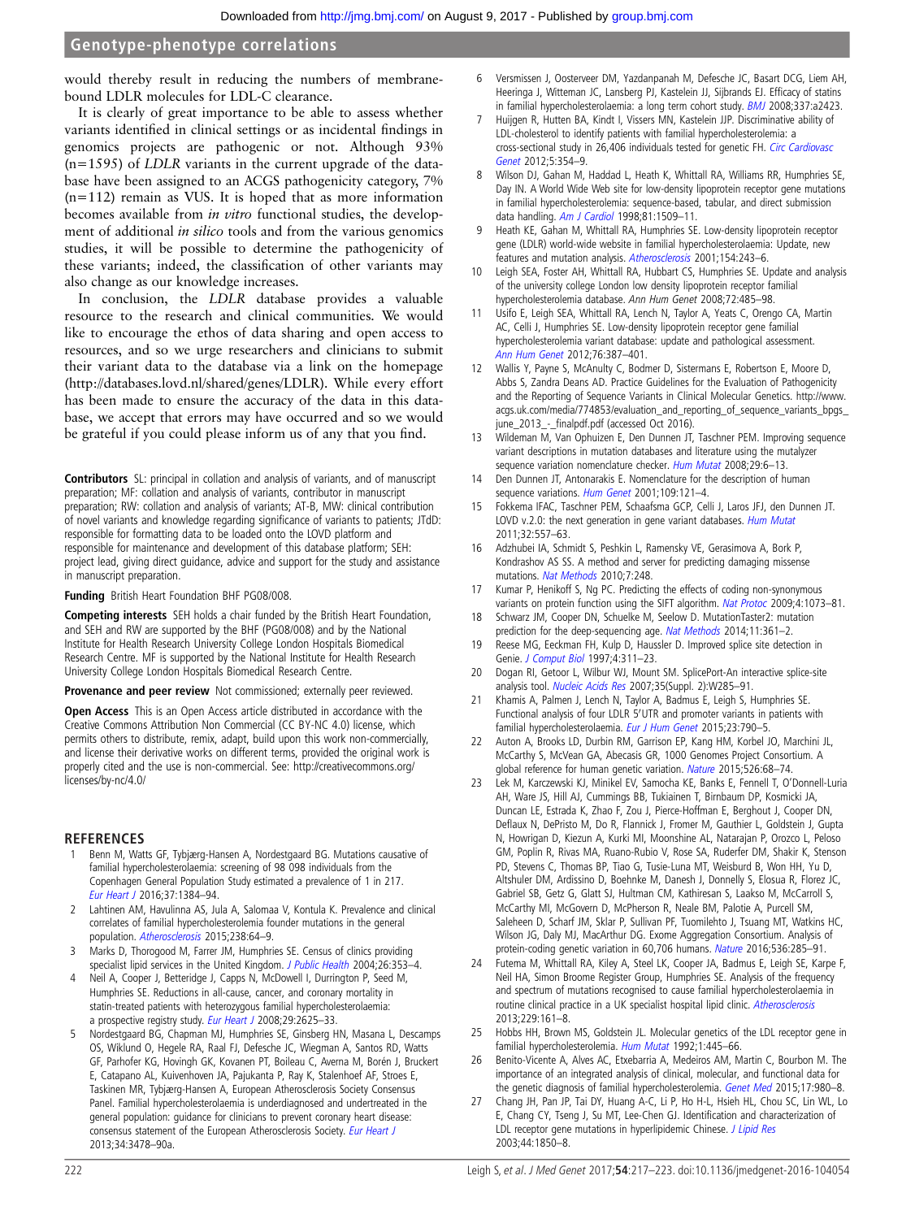would thereby result in reducing the numbers of membrane-bound LDLR molecules for LDL-C clearance.

It is clearly of great importance to be able to assess whether variants identified in clinical settings or as incidental findings in genomics projects are pathogenic or not. Although 93% (n=1595) of *LDLR* variants in the current upgrade of the database have been assigned to an ACGS pathogenicity category, 7% (n=112) remain as VUS. It is hoped that as more information becomes available from *in vitro* functional studies, the development of additional *in silico* tools and from the various genomics studies, it will be possible to determine the pathogenicity of these variants; indeed, the classification of other variants may also change as our knowledge increases.

In conclusion, the *LDLR* database provides a valuable resource to the research and clinical communities. We would like to encourage the ethos of data sharing and open access to resources, and so we urge researchers and clinicians to submit their variant data to the database via a link on the homepage (http://databases.lovd.nl/shared/genes/LDLR). While every effort has been made to ensure the accuracy of the data in this database, we accept that errors may have occurred and so we would be grateful if you could please inform us of any that you find.

**Contributors** SL: principal in collation and analysis of variants, and of manuscript preparation; MF: collation and analysis of variants, contributor in manuscript preparation; RW: collation and analysis of variants; AT-B, MW: clinical contribution of novel variants and knowledge regarding significance of variants to patients; JTdD: responsible for formatting data to be loaded onto the LOVD platform and responsible for maintenance and development of this database platform; SEH: project lead, giving direct guidance, advice and support for the study and assistance in manuscript preparation.

**Funding** British Heart Foundation BHF PG08/008.

**Competing interests** SEH holds a chair funded by the British Heart Foundation, and SEH and RW are supported by the BHF (PG08/008) and by the National Institute for Health Research University College London Hospitals Biomedical Research Centre. MF is supported by the National Institute for Health Research University College London Hospitals Biomedical Research Centre.

**Provenance and peer review** Not commissioned; externally peer reviewed.

**Open Access** This is an Open Access article distributed in accordance with the Creative Commons Attribution Non Commercial (CC BY-NC 4.0) license, which permits others to distribute, remix, adapt, build upon this work non-commercially, and license their derivative works on different terms, provided the original work is properly cited and the use is non-commercial. See: http://creativecommons.org/licenses/by-nc/4.0/

## REFERENCES

1. Benn M, Watts GF, Tybjærg-Hansen A, Nordestgaard BG. Mutations causative of familial hypercholesterolaemia: screening of 98 098 individuals from the Copenhagen General Population Study estimated a prevalence of 1 in 217. *Eur Heart J* 2016;37:1384–94.
2. Lahtinen AM, Havulinna AS, Jula A, Salomaa V, Kontula K. Prevalence and clinical correlates of familial hypercholesterolemia founder mutations in the general population. *Atherosclerosis* 2015;238:64–9.
3. Marks D, Thorogood M, Farrer JM, Humphries SE. Census of clinics providing specialist lipid services in the United Kingdom. *J Public Health* 2004;26:353–4.
4. Neil A, Cooper J, Betteridge J, Capps N, McDowell I, Durrington P, Seed M, Humphries SE. Reductions in all-cause, cancer, and coronary mortality in statin-treated patients with heterozygous familial hypercholesterolaemia: a prospective registry study. *Eur Heart J* 2008;29:2625–33.
5. Nordestgaard BG, Chapman MJ, Humphries SE, Ginsberg HN, Masana L, Descamps OS, Wiklund O, Hegele RA, Raal FJ, Defesche JC, Wiegman A, Santos RD, Watts GF, Parhofer KG, Hovingh GK, Kovanen PT, Boileau C, Averna M, Borén J, Bruckert E, Catapano AL, Kuivenhoven JA, Pajukanta P, Ray K, Stalenhoef AF, Stroes E, Taskinen MR, Tybjærg-Hansen A, European Atherosclerosis Society Consensus Panel. Familial hypercholesterolaemia is underdiagnosed and undertreated in the general population: guidance for clinicians to prevent coronary heart disease: consensus statement of the European Atherosclerosis Society. *Eur Heart J* 2013;34:3478–90a.
6. Versmissen J, Oosterveer DM, Yazdanpanah M, Defesche JC, Basart DCG, Liem AH, Heeringa J, Witteman JC, Lansberg PJ, Kastelein JJ, Sijbrands EJ. Efficacy of statins in familial hypercholesterolaemia: a long term cohort study. *BMJ* 2008;337:a2423.
7. Huijgen R, Hutten BA, Kindt I, Vissers MN, Kastelein JJP. Discriminative ability of LDL-cholesterol to identify patients with familial hypercholesterolemia: a cross-sectional study in 26,406 individuals tested for genetic FH. *Circ Cardiovasc Genet* 2012;5:354–9.
8. Wilson DJ, Gahan M, Haddad L, Heath K, Whittall RA, Williams RR, Humphries SE, Day IN. A World Wide Web site for low-density lipoprotein receptor gene mutations in familial hypercholesterolemia: sequence-based, tabular, and direct submission data handling. *Am J Cardiol* 1998;81:1509–11.
9. Heath KE, Gahan M, Whittall RA, Humphries SE. Low-density lipoprotein receptor gene (LDLR) world-wide website in familial hypercholesterolaemia: Update, new features and mutation analysis. *Atherosclerosis* 2001;154:243–6.
10. Leigh SEA, Foster AH, Whittall RA, Hubbart CS, Humphries SE. Update and analysis of the university college London low density lipoprotein receptor familial hypercholesterolemia database. *Ann Hum Genet* 2008;72:485–98.
11. Usifo E, Leigh SEA, Whittall RA, Lench N, Taylor A, Yeats C, Orengo CA, Martin AC, Celli J, Humphries SE. Low-density lipoprotein receptor gene familial hypercholesterolemia variant database: update and pathological assessment. *Ann Hum Genet* 2012;76:387–401.
12. Wallis Y, Payne S, McAnulty C, Bodmer D, Sistermans E, Robertson E, Moore D, Abbs S, Zandra Deans AD. Practice Guidelines for the Evaluation of Pathogenicity and the Reporting of Sequence Variants in Clinical Molecular Genetics. http://www.acgs.uk.com/media/774853/evaluation_and_reporting_of_sequence_variants_bpgs_june_2013_-_finalpdf.pdf (accessed Oct 2016).
13. Wildeman M, Van Ophuizen E, Den Dunnen JT, Taschner PEM. Improving sequence variant descriptions in mutation databases and literature using the mutalyzer sequence variation nomenclature checker. *Hum Mutat* 2008;29:6–13.
14. Den Dunnen JT, Antonarakis E. Nomenclature for the description of human sequence variations. *Hum Genet* 2001;109:121–4.
15. Fokkema IFAC, Taschner PEM, Schaafsma GCP, Celli J, Laros JFJ, den Dunnen JT. LOVD v.2.0: the next generation in gene variant databases. *Hum Mutat* 2011;32:557–63.
16. Adzhubei IA, Schmidt S, Peshkin L, Ramensky VE, Gerasimova A, Bork P, Kondrashov AS SS. A method and server for predicting damaging missense mutations. *Nat Methods* 2010;7:248.
17. Kumar P, Henikoff S, Ng PC. Predicting the effects of coding non-synonymous variants on protein function using the SIFT algorithm. *Nat Protoc* 2009;4:1073–81.
18. Schwarz JM, Cooper DN, Schuelke M, Seelow D. MutationTaster2: mutation prediction for the deep-sequencing age. *Nat Methods* 2014;11:361–2.
19. Reese MG, Eeckman FH, Kulp D, Haussler D. Improved splice site detection in Genie. *J Comput Biol* 1997;4:311–23.
20. Dogan RI, Getoor L, Wilbur WJ, Mount SM. SplicePort-An interactive splice-site analysis tool. *Nucleic Acids Res* 2007;35(Suppl. 2):W285–91.
21. Khamis A, Palmen J, Lench N, Taylor A, Badmus E, Leigh S, Humphries SE. Functional analysis of four LDLR 5′UTR and promoter variants in patients with familial hypercholesterolaemia. *Eur J Hum Genet* 2015;23:790–5.
22. Auton A, Brooks LD, Durbin RM, Garrison EP, Kang HM, Korbel JO, Marchini JL, McCarthy S, McVean GA, Abecasis GR, 1000 Genomes Project Consortium. A global reference for human genetic variation. *Nature* 2015;526:68–74.
23. Lek M, Karczewski KJ, Minikel EV, Samocha KE, Banks E, Fennell T, O'Donnell-Luria AH, Ware JS, Hill AJ, Cummings BB, Tukiainen T, Birnbaum DP, Kosmicki JA, Duncan LE, Estrada K, Zhao F, Zou J, Pierce-Hoffman E, Berghout J, Cooper DN, Deflaux N, DePristo M, Do R, Flannick J, Fromer M, Gauthier L, Goldstein J, Gupta N, Howrigan D, Kiezun A, Kurki MI, Moonshine AL, Natarajan P, Orozco L, Peloso GM, Poplin R, Rivas MA, Ruano-Rubio V, Rose SA, Ruderfer DM, Shakir K, Stenson PD, Stevens C, Thomas BP, Tiao G, Tusie-Luna MT, Weisburd B, Won HH, Yu D, Altshuler DM, Ardissino D, Boehnke M, Danesh J, Donnelly S, Elosua R, Florez JC, Gabriel SB, Getz G, Glatt SJ, Hultman CM, Kathiresan S, Laakso M, McCarroll S, McCarthy MI, McGovern D, McPherson R, Neale BM, Palotie A, Purcell SM, Saleheen D, Scharf JM, Sklar P, Sullivan PF, Tuomilehto J, Tsuang MT, Watkins HC, Wilson JG, Daly MJ, MacArthur DG. Exome Aggregation Consortium. Analysis of protein-coding genetic variation in 60,706 humans. *Nature* 2016;536:285–91.
24. Futema M, Whittall RA, Kiley A, Steel LK, Cooper JA, Badmus E, Leigh SE, Karpe F, Neil HA, Simon Broome Register Group, Humphries SE. Analysis of the frequency and spectrum of mutations recognised to cause familial hypercholesterolaemia in routine clinical practice in a UK specialist hospital lipid clinic. *Atherosclerosis* 2013;229:161–8.
25. Hobbs HH, Brown MS, Goldstein JL. Molecular genetics of the LDL receptor gene in familial hypercholesterolemia. *Hum Mutat* 1992;1:445–66.
26. Benito-Vicente A, Alves AC, Etxebarria A, Medeiros AM, Martin C, Bourbon M. The importance of an integrated analysis of clinical, molecular, and functional data for the genetic diagnosis of familial hypercholesterolemia. *Genet Med* 2015;17:980–8.
27. Chang JH, Pan JP, Tai DY, Huang A-C, Li P, Ho H-L, Hsieh HL, Chou SC, Lin WL, Lo E, Chang CY, Tseng J, Su MT, Lee-Chen GJ. Identification and characterization of LDL receptor gene mutations in hyperlipidemic Chinese. *J Lipid Res* 2003;44:1850–8.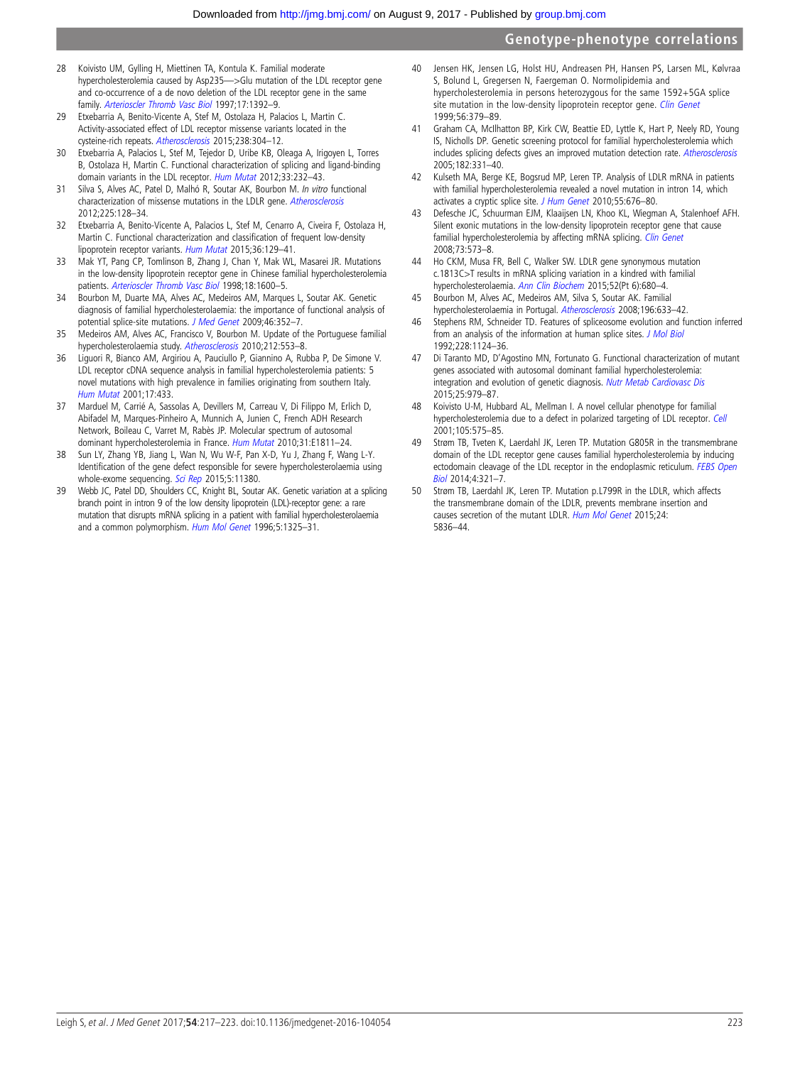28 Koivisto UM, Gylling H, Miettinen TA, Kontula K. Familial moderate hypercholesterolemia caused by Asp235—>Glu mutation of the LDL receptor gene and co-occurrence of a de novo deletion of the LDL receptor gene in the same family. *Arterioscler Thromb Vasc Biol* 1997;17:1392–9.

29 Etxebarria A, Benito-Vicente A, Stef M, Ostolaza H, Palacios L, Martin C. Activity-associated effect of LDL receptor missense variants located in the cysteine-rich repeats. *Atherosclerosis* 2015;238:304–12.

30 Etxebarria A, Palacios L, Stef M, Tejedor D, Uribe KB, Oleaga A, Irigoyen L, Torres B, Ostolaza H, Martin C. Functional characterization of splicing and ligand-binding domain variants in the LDL receptor. *Hum Mutat* 2012;33:232–43.

31 Silva S, Alves AC, Patel D, Malhó R, Soutar AK, Bourbon M. *In vitro* functional characterization of missense mutations in the LDLR gene. *Atherosclerosis* 2012;225:128–34.

32 Etxebarria A, Benito-Vicente A, Palacios L, Stef M, Cenarro A, Civeira F, Ostolaza H, Martin C. Functional characterization and classification of frequent low-density lipoprotein receptor variants. *Hum Mutat* 2015;36:129–41.

33 Mak YT, Pang CP, Tomlinson B, Zhang J, Chan Y, Mak WL, Masarei JR. Mutations in the low-density lipoprotein receptor gene in Chinese familial hypercholesterolemia patients. *Arterioscler Thromb Vasc Biol* 1998;18:1600–5.

34 Bourbon M, Duarte MA, Alves AC, Medeiros AM, Marques L, Soutar AK. Genetic diagnosis of familial hypercholesterolaemia: the importance of functional analysis of potential splice-site mutations. *J Med Genet* 2009;46:352–7.

35 Medeiros AM, Alves AC, Francisco V, Bourbon M. Update of the Portuguese familial hypercholesterolaemia study. *Atherosclerosis* 2010;212:553–8.

36 Liguori R, Bianco AM, Argiriou A, Pauciullo P, Giannino A, Rubba P, De Simone V. LDL receptor cDNA sequence analysis in familial hypercholesterolemia patients: 5 novel mutations with high prevalence in families originating from southern Italy. *Hum Mutat* 2001;17:433.

37 Marduel M, Carrié A, Sassolas A, Devillers M, Carreau V, Di Filippo M, Erlich D, Abifadel M, Marques-Pinheiro A, Munnich A, Junien C, French ADH Research Network, Boileau C, Varret M, Rabès JP. Molecular spectrum of autosomal dominant hypercholesterolemia in France. *Hum Mutat* 2010;31:E1811–24.

38 Sun LY, Zhang YB, Jiang L, Wan N, Wu W-F, Pan X-D, Yu J, Zhang F, Wang L-Y. Identification of the gene defect responsible for severe hypercholesterolaemia using whole-exome sequencing. *Sci Rep* 2015;5:11380.

39 Webb JC, Patel DD, Shoulders CC, Knight BL, Soutar AK. Genetic variation at a splicing branch point in intron 9 of the low density lipoprotein (LDL)-receptor gene: a rare mutation that disrupts mRNA splicing in a patient with familial hypercholesterolaemia and a common polymorphism. *Hum Mol Genet* 1996;5:1325–31.

40 Jensen HK, Jensen LG, Holst HU, Andreasen PH, Hansen PS, Larsen ML, Kølvraa S, Bolund L, Gregersen N, Faergeman O. Normolipidemia and hypercholesterolemia in persons heterozygous for the same 1592+5GA splice site mutation in the low-density lipoprotein receptor gene. *Clin Genet* 1999;56:379–89.

41 Graham CA, McIlhatton BP, Kirk CW, Beattie ED, Lyttle K, Hart P, Neely RD, Young IS, Nicholls DP. Genetic screening protocol for familial hypercholesterolemia which includes splicing defects gives an improved mutation detection rate. *Atherosclerosis* 2005;182:331–40.

42 Kulseth MA, Berge KE, Bogsrud MP, Leren TP. Analysis of LDLR mRNA in patients with familial hypercholesterolemia revealed a novel mutation in intron 14, which activates a cryptic splice site. *J Hum Genet* 2010;55:676–80.

43 Defesche JC, Schuurman EJM, Klaaijsen LN, Khoo KL, Wiegman A, Stalenhoef AFH. Silent exonic mutations in the low-density lipoprotein receptor gene that cause familial hypercholesterolemia by affecting mRNA splicing. *Clin Genet* 2008;73:573–8.

44 Ho CKM, Musa FR, Bell C, Walker SW. LDLR gene synonymous mutation c.1813C>T results in mRNA splicing variation in a kindred with familial hypercholesterolaemia. *Ann Clin Biochem* 2015;52(Pt 6):680–4.

45 Bourbon M, Alves AC, Medeiros AM, Silva S, Soutar AK. Familial hypercholesterolaemia in Portugal. *Atherosclerosis* 2008;196:633–42.

46 Stephens RM, Schneider TD. Features of spliceosome evolution and function inferred from an analysis of the information at human splice sites. *J Mol Biol* 1992;228:1124–36.

47 Di Taranto MD, D'Agostino MN, Fortunato G. Functional characterization of mutant genes associated with autosomal dominant familial hypercholesterolemia: integration and evolution of genetic diagnosis. *Nutr Metab Cardiovasc Dis* 2015;25:979–87.

48 Koivisto U-M, Hubbard AL, Mellman I. A novel cellular phenotype for familial hypercholesterolemia due to a defect in polarized targeting of LDL receptor. *Cell* 2001;105:575–85.

49 Strøm TB, Tveten K, Laerdahl JK, Leren TP. Mutation G805R in the transmembrane domain of the LDL receptor gene causes familial hypercholesterolemia by inducing ectodomain cleavage of the LDL receptor in the endoplasmic reticulum. *FEBS Open Biol* 2014;4:321–7.

50 Strøm TB, Laerdahl JK, Leren TP. Mutation p.L799R in the LDLR, which affects the transmembrane domain of the LDLR, prevents membrane insertion and causes secretion of the mutant LDLR. *Hum Mol Genet* 2015;24:5836–44.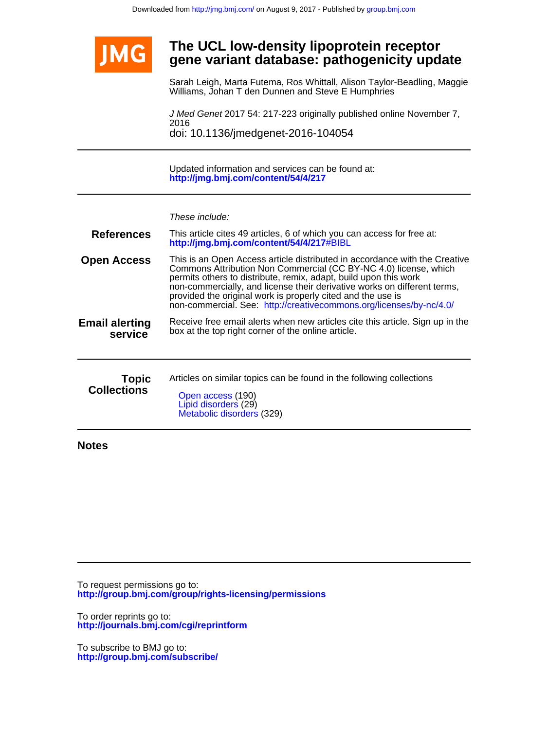Downloaded from http://jmg.bmj.com/ on August 9, 2017 - Published by group.bmj.com

JMG

# The UCL low-density lipoprotein receptor gene variant database: pathogenicity update

Sarah Leigh, Marta Futema, Ros Whittall, Alison Taylor-Beadling, Maggie Williams, Johan T den Dunnen and Steve E Humphries

*J Med Genet* 2017 54: 217-223 originally published online November 7, 2016
doi: 10.1136/jmedgenet-2016-104054

Updated information and services can be found at:
**http://jmg.bmj.com/content/54/4/217**

*These include:*

**References**
This article cites 49 articles, 6 of which you can access for free at:
**http://jmg.bmj.com/content/54/4/217**#BIBL

**Open Access**
This is an Open Access article distributed in accordance with the Creative Commons Attribution Non Commercial (CC BY-NC 4.0) license, which permits others to distribute, remix, adapt, build upon this work non-commercially, and license their derivative works on different terms, provided the original work is properly cited and the use is non-commercial. See: http://creativecommons.org/licenses/by-nc/4.0/

**Email alerting service**
Receive free email alerts when new articles cite this article. Sign up in the box at the top right corner of the online article.

**Topic Collections**
Articles on similar topics can be found in the following collections

Open access (190)
Lipid disorders (29)
Metabolic disorders (329)

## Notes

To request permissions go to:
**http://group.bmj.com/group/rights-licensing/permissions**

To order reprints go to:
**http://journals.bmj.com/cgi/reprintform**

To subscribe to BMJ go to:
**http://group.bmj.com/subscribe/**